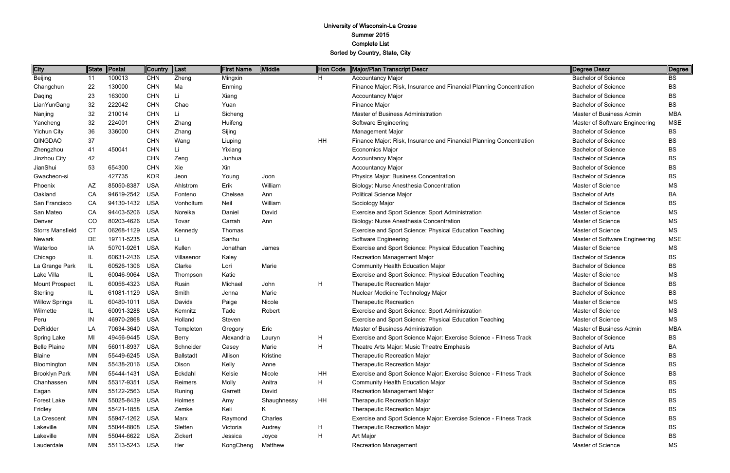# University of Wisconsin-La Crosse

## Summer 2015

## Complete List

## Sorted by Country, State, City

| City | State | Postal | Country | Last | First Name | Middle | Hon Code | Major/Plan Transcript Descr | Degree Descr | Degree |
|---|---|---|---|---|---|---|---|---|---|---|
| Beijing | 11 | 100013 | CHN | Zheng | Mingxin | | H | Accountancy Major | Bachelor of Science | BS |
| Changchun | 22 | 130000 | CHN | Ma | Enming | | | Finance Major: Risk, Insurance and Financial Planning Concentration | Bachelor of Science | BS |
| Daqing | 23 | 163000 | CHN | Li | Xiang | | | Accountancy Major | Bachelor of Science | BS |
| LianYunGang | 32 | 222042 | CHN | Chao | Yuan | | | Finance Major | Bachelor of Science | BS |
| Nanjing | 32 | 210014 | CHN | Li | Sicheng | | | Master of Business Administration | Master of Business Admin | MBA |
| Yancheng | 32 | 224001 | CHN | Zhang | Huifeng | | | Software Engineering | Master of Software Engineering | MSE |
| Yichun City | 36 | 336000 | CHN | Zhang | Sijing | | | Management Major | Bachelor of Science | BS |
| QINGDAO | 37 | | CHN | Wang | Liuping | | HH | Finance Major: Risk, Insurance and Financial Planning Concentration | Bachelor of Science | BS |
| Zhengzhou | 41 | 450041 | CHN | Li | Yixiang | | | Economics Major | Bachelor of Science | BS |
| Jinzhou City | 42 | | CHN | Zeng | Junhua | | | Accountancy Major | Bachelor of Science | BS |
| JianShui | 53 | 654300 | CHN | Xie | Xin | | | Accountancy Major | Bachelor of Science | BS |
| Gwacheon-si | | 427735 | KOR | Jeon | Young | Joon | | Physics Major: Business Concentration | Bachelor of Science | BS |
| Phoenix | AZ | 85050-8387 | USA | Ahlstrom | Erik | William | | Biology: Nurse Anesthesia Concentration | Master of Science | MS |
| Oakland | CA | 94619-2542 | USA | Fonteno | Chelsea | Ann | | Political Science Major | Bachelor of Arts | BA |
| San Francisco | CA | 94130-1432 | USA | Vonholtum | Neil | William | | Sociology Major | Bachelor of Science | BS |
| San Mateo | CA | 94403-5206 | USA | Noreika | Daniel | David | | Exercise and Sport Science: Sport Administration | Master of Science | MS |
| Denver | CO | 80203-4626 | USA | Tovar | Carrah | Ann | | Biology: Nurse Anesthesia Concentration | Master of Science | MS |
| Storrs Mansfield | CT | 06268-1129 | USA | Kennedy | Thomas | | | Exercise and Sport Science: Physical Education Teaching | Master of Science | MS |
| Newark | DE | 19711-5235 | USA | Li | Sanhu | | | Software Engineering | Master of Software Engineering | MSE |
| Waterloo | IA | 50701-9261 | USA | Kullen | Jonathan | James | | Exercise and Sport Science: Physical Education Teaching | Master of Science | MS |
| Chicago | IL | 60631-2436 | USA | Villasenor | Kaley | | | Recreation Management Major | Bachelor of Science | BS |
| La Grange Park | IL | 60526-1306 | USA | Clarke | Lori | Marie | | Community Health Education Major | Bachelor of Science | BS |
| Lake Villa | IL | 60046-9064 | USA | Thompson | Katie | | | Exercise and Sport Science: Physical Education Teaching | Master of Science | MS |
| Mount Prospect | IL | 60056-4323 | USA | Rusin | Michael | John | H | Therapeutic Recreation Major | Bachelor of Science | BS |
| Sterling | IL | 61081-1129 | USA | Smith | Jenna | Marie | | Nuclear Medicine Technology Major | Bachelor of Science | BS |
| Willow Springs | IL | 60480-1011 | USA | Davids | Paige | Nicole | | Therapeutic Recreation | Master of Science | MS |
| Wilmette | IL | 60091-3288 | USA | Kemnitz | Tade | Robert | | Exercise and Sport Science: Sport Administration | Master of Science | MS |
| Peru | IN | 46970-2868 | USA | Holland | Steven | | | Exercise and Sport Science: Physical Education Teaching | Master of Science | MS |
| DeRidder | LA | 70634-3640 | USA | Templeton | Gregory | Eric | | Master of Business Administration | Master of Business Admin | MBA |
| Spring Lake | MI | 49456-9445 | USA | Berry | Alexandria | Lauryn | H | Exercise and Sport Science Major: Exercise Science - Fitness Track | Bachelor of Science | BS |
| Belle Plaine | MN | 56011-8937 | USA | Schneider | Casey | Marie | H | Theatre Arts Major: Music Theatre Emphasis | Bachelor of Arts | BA |
| Blaine | MN | 55449-6245 | USA | Ballstadt | Allison | Kristine | | Therapeutic Recreation Major | Bachelor of Science | BS |
| Bloomington | MN | 55438-2016 | USA | Olson | Kelly | Anne | | Therapeutic Recreation Major | Bachelor of Science | BS |
| Brooklyn Park | MN | 55444-1431 | USA | Eckdahl | Kelsie | Nicole | HH | Exercise and Sport Science Major: Exercise Science - Fitness Track | Bachelor of Science | BS |
| Chanhassen | MN | 55317-9351 | USA | Reimers | Molly | Anitra | H | Community Health Education Major | Bachelor of Science | BS |
| Eagan | MN | 55122-2563 | USA | Runing | Garrett | David | | Recreation Management Major | Bachelor of Science | BS |
| Forest Lake | MN | 55025-8439 | USA | Holmes | Amy | Shaughnessy | HH | Therapeutic Recreation Major | Bachelor of Science | BS |
| Fridley | MN | 55421-1858 | USA | Zemke | Keli | K | | Therapeutic Recreation Major | Bachelor of Science | BS |
| La Crescent | MN | 55947-1262 | USA | Marx | Raymond | Charles | | Exercise and Sport Science Major: Exercise Science - Fitness Track | Bachelor of Science | BS |
| Lakeville | MN | 55044-8808 | USA | Sletten | Victoria | Audrey | H | Therapeutic Recreation Major | Bachelor of Science | BS |
| Lakeville | MN | 55044-6622 | USA | Zickert | Jessica | Joyce | H | Art Major | Bachelor of Science | BS |
| Lauderdale | MN | 55113-5243 | USA | Her | KongCheng | Matthew | | Recreation Management | Master of Science | MS |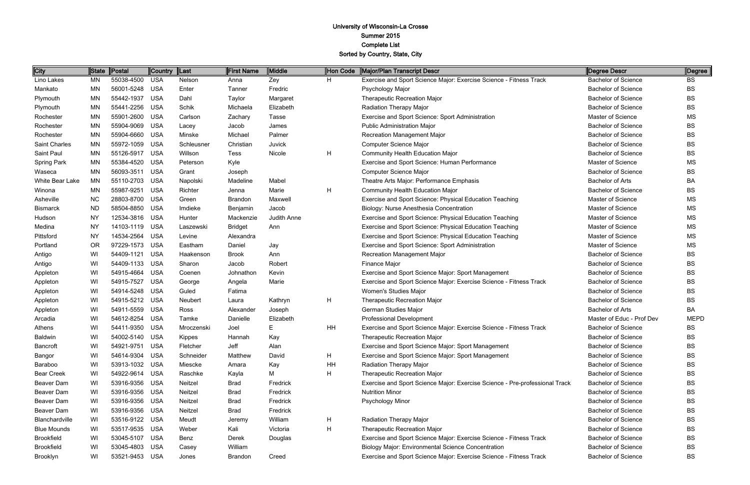# University of Wisconsin-La Crosse

## Summer 2015

## Complete List

## Sorted by Country, State, City

| City | State | Postal | Country | Last | First Name | Middle | Hon Code | Major/Plan Transcript Descr | Degree Descr | Degree |
|---|---|---|---|---|---|---|---|---|---|---|
| Lino Lakes | MN | 55038-4500 | USA | Nelson | Anna | Zey | H | Exercise and Sport Science Major: Exercise Science - Fitness Track | Bachelor of Science | BS |
| Mankato | MN | 56001-5248 | USA | Enter | Tanner | Fredric | | Psychology Major | Bachelor of Science | BS |
| Plymouth | MN | 55442-1937 | USA | Dahl | Taylor | Margaret | | Therapeutic Recreation Major | Bachelor of Science | BS |
| Plymouth | MN | 55441-2256 | USA | Schik | Michaela | Elizabeth | | Radiation Therapy Major | Bachelor of Science | BS |
| Rochester | MN | 55901-2600 | USA | Carlson | Zachary | Tasse | | Exercise and Sport Science: Sport Administration | Master of Science | MS |
| Rochester | MN | 55904-9069 | USA | Lacey | Jacob | James | | Public Administration Major | Bachelor of Science | BS |
| Rochester | MN | 55904-6660 | USA | Minske | Michael | Palmer | | Recreation Management Major | Bachelor of Science | BS |
| Saint Charles | MN | 55972-1059 | USA | Schleusner | Christian | Juvick | | Computer Science Major | Bachelor of Science | BS |
| Saint Paul | MN | 55126-5917 | USA | Willson | Tess | Nicole | H | Community Health Education Major | Bachelor of Science | BS |
| Spring Park | MN | 55384-4520 | USA | Peterson | Kyle | | | Exercise and Sport Science: Human Performance | Master of Science | MS |
| Waseca | MN | 56093-3511 | USA | Grant | Joseph | | | Computer Science Major | Bachelor of Science | BS |
| White Bear Lake | MN | 55110-2703 | USA | Napolski | Madeline | Mabel | | Theatre Arts Major: Performance Emphasis | Bachelor of Arts | BA |
| Winona | MN | 55987-9251 | USA | Richter | Jenna | Marie | H | Community Health Education Major | Bachelor of Science | BS |
| Asheville | NC | 28803-8700 | USA | Green | Brandon | Maxwell | | Exercise and Sport Science: Physical Education Teaching | Master of Science | MS |
| Bismarck | ND | 58504-8850 | USA | Imdieke | Benjamin | Jacob | | Biology: Nurse Anesthesia Concentration | Master of Science | MS |
| Hudson | NY | 12534-3816 | USA | Hunter | Mackenzie | Judith Anne | | Exercise and Sport Science: Physical Education Teaching | Master of Science | MS |
| Medina | NY | 14103-1119 | USA | Laszewski | Bridget | Ann | | Exercise and Sport Science: Physical Education Teaching | Master of Science | MS |
| Pittsford | NY | 14534-2564 | USA | Levine | Alexandra | | | Exercise and Sport Science: Physical Education Teaching | Master of Science | MS |
| Portland | OR | 97229-1573 | USA | Eastham | Daniel | Jay | | Exercise and Sport Science: Sport Administration | Master of Science | MS |
| Antigo | WI | 54409-1121 | USA | Haakenson | Brook | Ann | | Recreation Management Major | Bachelor of Science | BS |
| Antigo | WI | 54409-1133 | USA | Sharon | Jacob | Robert | | Finance Major | Bachelor of Science | BS |
| Appleton | WI | 54915-4664 | USA | Coenen | Johnathon | Kevin | | Exercise and Sport Science Major: Sport Management | Bachelor of Science | BS |
| Appleton | WI | 54915-7527 | USA | George | Angela | Marie | | Exercise and Sport Science Major: Exercise Science - Fitness Track | Bachelor of Science | BS |
| Appleton | WI | 54914-5248 | USA | Guled | Fatima | | | Women's Studies Major | Bachelor of Science | BS |
| Appleton | WI | 54915-5212 | USA | Neubert | Laura | Kathryn | H | Therapeutic Recreation Major | Bachelor of Science | BS |
| Appleton | WI | 54911-5559 | USA | Ross | Alexander | Joseph | | German Studies Major | Bachelor of Arts | BA |
| Arcadia | WI | 54612-8254 | USA | Tamke | Danielle | Elizabeth | | Professional Development | Master of Educ - Prof Dev | MEPD |
| Athens | WI | 54411-9350 | USA | Mroczenski | Joel | E | HH | Exercise and Sport Science Major: Exercise Science - Fitness Track | Bachelor of Science | BS |
| Baldwin | WI | 54002-5140 | USA | Kippes | Hannah | Kay | | Therapeutic Recreation Major | Bachelor of Science | BS |
| Bancroft | WI | 54921-9751 | USA | Fletcher | Jeff | Alan | | Exercise and Sport Science Major: Sport Management | Bachelor of Science | BS |
| Bangor | WI | 54614-9304 | USA | Schneider | Matthew | David | H | Exercise and Sport Science Major: Sport Management | Bachelor of Science | BS |
| Baraboo | WI | 53913-1032 | USA | Miescke | Amara | Kay | HH | Radiation Therapy Major | Bachelor of Science | BS |
| Bear Creek | WI | 54922-9614 | USA | Raschke | Kayla | M | H | Therapeutic Recreation Major | Bachelor of Science | BS |
| Beaver Dam | WI | 53916-9356 | USA | Neitzel | Brad | Fredrick | | Exercise and Sport Science Major: Exercise Science - Pre-professional Track | Bachelor of Science | BS |
| Beaver Dam | WI | 53916-9356 | USA | Neitzel | Brad | Fredrick | | Nutrition Minor | Bachelor of Science | BS |
| Beaver Dam | WI | 53916-9356 | USA | Neitzel | Brad | Fredrick | | Psychology Minor | Bachelor of Science | BS |
| Beaver Dam | WI | 53916-9356 | USA | Neitzel | Brad | Fredrick | | | Bachelor of Science | BS |
| Blanchardville | WI | 53516-9122 | USA | Meudt | Jeremy | William | H | Radiation Therapy Major | Bachelor of Science | BS |
| Blue Mounds | WI | 53517-9535 | USA | Weber | Kali | Victoria | H | Therapeutic Recreation Major | Bachelor of Science | BS |
| Brookfield | WI | 53045-5107 | USA | Benz | Derek | Douglas | | Exercise and Sport Science Major: Exercise Science - Fitness Track | Bachelor of Science | BS |
| Brookfield | WI | 53045-4803 | USA | Casey | William | | | Biology Major: Environmental Science Concentration | Bachelor of Science | BS |
| Brooklyn | WI | 53521-9453 | USA | Jones | Brandon | Creed | | Exercise and Sport Science Major: Exercise Science - Fitness Track | Bachelor of Science | BS |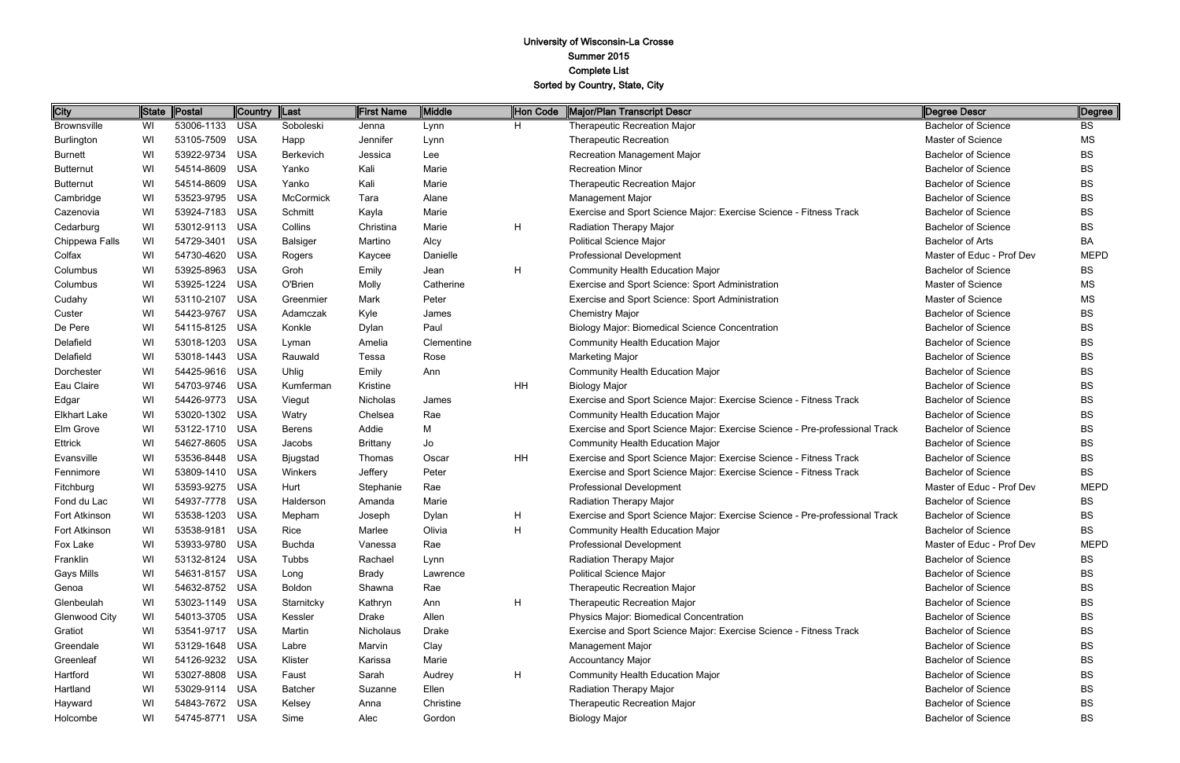# University of Wisconsin-La Crosse
## Summer 2015
## Complete List
## Sorted by Country, State, City

| City | State | Postal | Country | Last | First Name | Middle | Hon Code | Major/Plan Transcript Descr | Degree Descr | Degree |
|---|---|---|---|---|---|---|---|---|---|---|
| Brownsville | WI | 53006-1133 | USA | Soboleski | Jenna | Lynn | H | Therapeutic Recreation Major | Bachelor of Science | BS |
| Burlington | WI | 53105-7509 | USA | Happ | Jennifer | Lynn | | Therapeutic Recreation | Master of Science | MS |
| Burnett | WI | 53922-9734 | USA | Berkevich | Jessica | Lee | | Recreation Management Major | Bachelor of Science | BS |
| Butternut | WI | 54514-8609 | USA | Yanko | Kali | Marie | | Recreation Minor | Bachelor of Science | BS |
| Butternut | WI | 54514-8609 | USA | Yanko | Kali | Marie | | Therapeutic Recreation Major | Bachelor of Science | BS |
| Cambridge | WI | 53523-9795 | USA | McCormick | Tara | Alane | | Management Major | Bachelor of Science | BS |
| Cazenovia | WI | 53924-7183 | USA | Schmitt | Kayla | Marie | | Exercise and Sport Science Major: Exercise Science - Fitness Track | Bachelor of Science | BS |
| Cedarburg | WI | 53012-9113 | USA | Collins | Christina | Marie | H | Radiation Therapy Major | Bachelor of Science | BS |
| Chippewa Falls | WI | 54729-3401 | USA | Balsiger | Martino | Alcy | | Political Science Major | Bachelor of Arts | BA |
| Colfax | WI | 54730-4620 | USA | Rogers | Kaycee | Danielle | | Professional Development | Master of Educ - Prof Dev | MEPD |
| Columbus | WI | 53925-8963 | USA | Groh | Emily | Jean | H | Community Health Education Major | Bachelor of Science | BS |
| Columbus | WI | 53925-1224 | USA | O'Brien | Molly | Catherine | | Exercise and Sport Science: Sport Administration | Master of Science | MS |
| Cudahy | WI | 53110-2107 | USA | Greenmier | Mark | Peter | | Exercise and Sport Science: Sport Administration | Master of Science | MS |
| Custer | WI | 54423-9767 | USA | Adamczak | Kyle | James | | Chemistry Major | Bachelor of Science | BS |
| De Pere | WI | 54115-8125 | USA | Konkle | Dylan | Paul | | Biology Major: Biomedical Science Concentration | Bachelor of Science | BS |
| Delafield | WI | 53018-1203 | USA | Lyman | Amelia | Clementine | | Community Health Education Major | Bachelor of Science | BS |
| Delafield | WI | 53018-1443 | USA | Rauwald | Tessa | Rose | | Marketing Major | Bachelor of Science | BS |
| Dorchester | WI | 54425-9616 | USA | Uhlig | Emily | Ann | | Community Health Education Major | Bachelor of Science | BS |
| Eau Claire | WI | 54703-9746 | USA | Kumferman | Kristine | | HH | Biology Major | Bachelor of Science | BS |
| Edgar | WI | 54426-9773 | USA | Viegut | Nicholas | James | | Exercise and Sport Science Major: Exercise Science - Fitness Track | Bachelor of Science | BS |
| Elkhart Lake | WI | 53020-1302 | USA | Watry | Chelsea | Rae | | Community Health Education Major | Bachelor of Science | BS |
| Elm Grove | WI | 53122-1710 | USA | Berens | Addie | M | | Exercise and Sport Science Major: Exercise Science - Pre-professional Track | Bachelor of Science | BS |
| Ettrick | WI | 54627-8605 | USA | Jacobs | Brittany | Jo | | Community Health Education Major | Bachelor of Science | BS |
| Evansville | WI | 53536-8448 | USA | Bjugstad | Thomas | Oscar | HH | Exercise and Sport Science Major: Exercise Science - Fitness Track | Bachelor of Science | BS |
| Fennimore | WI | 53809-1410 | USA | Winkers | Jeffery | Peter | | Exercise and Sport Science Major: Exercise Science - Fitness Track | Bachelor of Science | BS |
| Fitchburg | WI | 53593-9275 | USA | Hurt | Stephanie | Rae | | Professional Development | Master of Educ - Prof Dev | MEPD |
| Fond du Lac | WI | 54937-7778 | USA | Halderson | Amanda | Marie | | Radiation Therapy Major | Bachelor of Science | BS |
| Fort Atkinson | WI | 53538-1203 | USA | Mepham | Joseph | Dylan | H | Exercise and Sport Science Major: Exercise Science - Pre-professional Track | Bachelor of Science | BS |
| Fort Atkinson | WI | 53538-9181 | USA | Rice | Marlee | Olivia | H | Community Health Education Major | Bachelor of Science | BS |
| Fox Lake | WI | 53933-9780 | USA | Buchda | Vanessa | Rae | | Professional Development | Master of Educ - Prof Dev | MEPD |
| Franklin | WI | 53132-8124 | USA | Tubbs | Rachael | Lynn | | Radiation Therapy Major | Bachelor of Science | BS |
| Gays Mills | WI | 54631-8157 | USA | Long | Brady | Lawrence | | Political Science Major | Bachelor of Science | BS |
| Genoa | WI | 54632-8752 | USA | Boldon | Shawna | Rae | | Therapeutic Recreation Major | Bachelor of Science | BS |
| Glenbeulah | WI | 53023-1149 | USA | Starnitcky | Kathryn | Ann | H | Therapeutic Recreation Major | Bachelor of Science | BS |
| Glenwood City | WI | 54013-3705 | USA | Kessler | Drake | Allen | | Physics Major: Biomedical Concentration | Bachelor of Science | BS |
| Gratiot | WI | 53541-9717 | USA | Martin | Nicholaus | Drake | | Exercise and Sport Science Major: Exercise Science - Fitness Track | Bachelor of Science | BS |
| Greendale | WI | 53129-1648 | USA | Labre | Marvin | Clay | | Management Major | Bachelor of Science | BS |
| Greenleaf | WI | 54126-9232 | USA | Klister | Karissa | Marie | | Accountancy Major | Bachelor of Science | BS |
| Hartford | WI | 53027-8808 | USA | Faust | Sarah | Audrey | H | Community Health Education Major | Bachelor of Science | BS |
| Hartland | WI | 53029-9114 | USA | Batcher | Suzanne | Ellen | | Radiation Therapy Major | Bachelor of Science | BS |
| Hayward | WI | 54843-7672 | USA | Kelsey | Anna | Christine | | Therapeutic Recreation Major | Bachelor of Science | BS |
| Holcombe | WI | 54745-8771 | USA | Sime | Alec | Gordon | | Biology Major | Bachelor of Science | BS |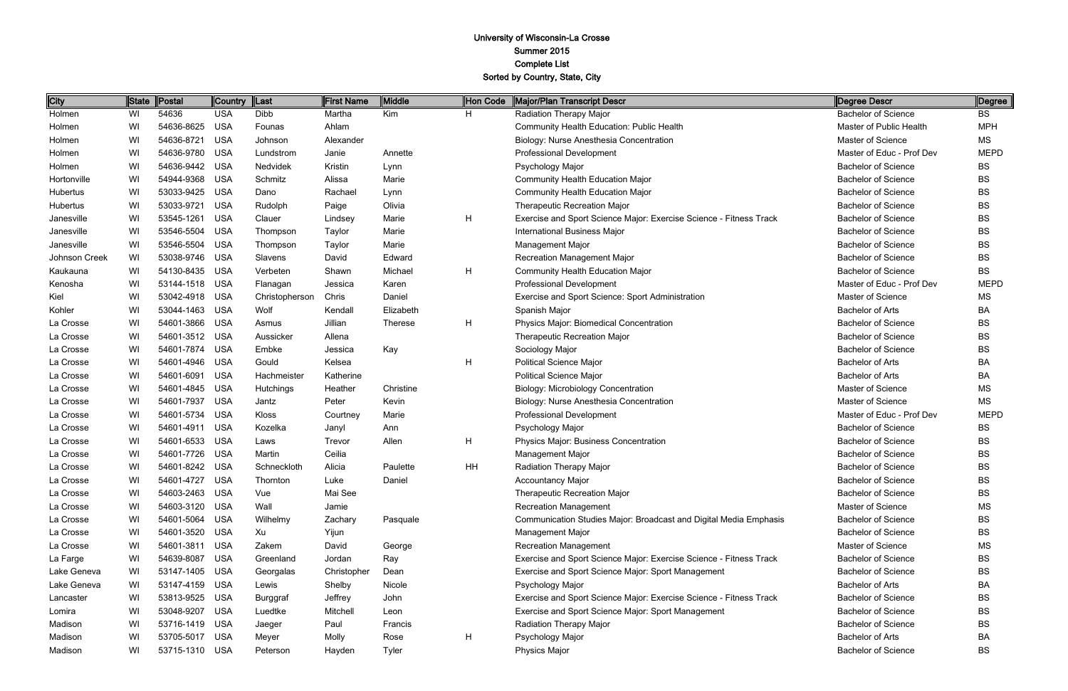# University of Wisconsin-La Crosse
# Summer 2015
# Complete List
# Sorted by Country, State, City

| City | State | Postal | Country | Last | First Name | Middle | Hon Code | Major/Plan Transcript Descr | Degree Descr | Degree |
|---|---|---|---|---|---|---|---|---|---|---|
| Holmen | WI | 54636 | USA | Dibb | Martha | Kim | H | Radiation Therapy Major | Bachelor of Science | BS |
| Holmen | WI | 54636-8625 | USA | Founas | Ahlam | | | Community Health Education: Public Health | Master of Public Health | MPH |
| Holmen | WI | 54636-8721 | USA | Johnson | Alexander | | | Biology: Nurse Anesthesia Concentration | Master of Science | MS |
| Holmen | WI | 54636-9780 | USA | Lundstrom | Janie | Annette | | Professional Development | Master of Educ - Prof Dev | MEPD |
| Holmen | WI | 54636-9442 | USA | Nedvidek | Kristin | Lynn | | Psychology Major | Bachelor of Science | BS |
| Hortonville | WI | 54944-9368 | USA | Schmitz | Alissa | Marie | | Community Health Education Major | Bachelor of Science | BS |
| Hubertus | WI | 53033-9425 | USA | Dano | Rachael | Lynn | | Community Health Education Major | Bachelor of Science | BS |
| Hubertus | WI | 53033-9721 | USA | Rudolph | Paige | Olivia | | Therapeutic Recreation Major | Bachelor of Science | BS |
| Janesville | WI | 53545-1261 | USA | Clauer | Lindsey | Marie | H | Exercise and Sport Science Major: Exercise Science - Fitness Track | Bachelor of Science | BS |
| Janesville | WI | 53546-5504 | USA | Thompson | Taylor | Marie | | International Business Major | Bachelor of Science | BS |
| Janesville | WI | 53546-5504 | USA | Thompson | Taylor | Marie | | Management Major | Bachelor of Science | BS |
| Johnson Creek | WI | 53038-9746 | USA | Slavens | David | Edward | | Recreation Management Major | Bachelor of Science | BS |
| Kaukauna | WI | 54130-8435 | USA | Verbeten | Shawn | Michael | H | Community Health Education Major | Bachelor of Science | BS |
| Kenosha | WI | 53144-1518 | USA | Flanagan | Jessica | Karen | | Professional Development | Master of Educ - Prof Dev | MEPD |
| Kiel | WI | 53042-4918 | USA | Christopherson | Chris | Daniel | | Exercise and Sport Science: Sport Administration | Master of Science | MS |
| Kohler | WI | 53044-1463 | USA | Wolf | Kendall | Elizabeth | | Spanish Major | Bachelor of Arts | BA |
| La Crosse | WI | 54601-3866 | USA | Asmus | Jillian | Therese | H | Physics Major: Biomedical Concentration | Bachelor of Science | BS |
| La Crosse | WI | 54601-3512 | USA | Aussicker | Allena | | | Therapeutic Recreation Major | Bachelor of Science | BS |
| La Crosse | WI | 54601-7874 | USA | Embke | Jessica | Kay | | Sociology Major | Bachelor of Science | BS |
| La Crosse | WI | 54601-4946 | USA | Gould | Kelsea | | H | Political Science Major | Bachelor of Arts | BA |
| La Crosse | WI | 54601-6091 | USA | Hachmeister | Katherine | | | Political Science Major | Bachelor of Arts | BA |
| La Crosse | WI | 54601-4845 | USA | Hutchings | Heather | Christine | | Biology: Microbiology Concentration | Master of Science | MS |
| La Crosse | WI | 54601-7937 | USA | Jantz | Peter | Kevin | | Biology: Nurse Anesthesia Concentration | Master of Science | MS |
| La Crosse | WI | 54601-5734 | USA | Kloss | Courtney | Marie | | Professional Development | Master of Educ - Prof Dev | MEPD |
| La Crosse | WI | 54601-4911 | USA | Kozelka | Janyl | Ann | | Psychology Major | Bachelor of Science | BS |
| La Crosse | WI | 54601-6533 | USA | Laws | Trevor | Allen | H | Physics Major: Business Concentration | Bachelor of Science | BS |
| La Crosse | WI | 54601-7726 | USA | Martin | Ceilia | | | Management Major | Bachelor of Science | BS |
| La Crosse | WI | 54601-8242 | USA | Schneckloth | Alicia | Paulette | HH | Radiation Therapy Major | Bachelor of Science | BS |
| La Crosse | WI | 54601-4727 | USA | Thornton | Luke | Daniel | | Accountancy Major | Bachelor of Science | BS |
| La Crosse | WI | 54603-2463 | USA | Vue | Mai See | | | Therapeutic Recreation Major | Bachelor of Science | BS |
| La Crosse | WI | 54603-3120 | USA | Wall | Jamie | | | Recreation Management | Master of Science | MS |
| La Crosse | WI | 54601-5064 | USA | Wilhelmy | Zachary | Pasquale | | Communication Studies Major: Broadcast and Digital Media Emphasis | Bachelor of Science | BS |
| La Crosse | WI | 54601-3520 | USA | Xu | Yijun | | | Management Major | Bachelor of Science | BS |
| La Crosse | WI | 54601-3811 | USA | Zakem | David | George | | Recreation Management | Master of Science | MS |
| La Farge | WI | 54639-8087 | USA | Greenland | Jordan | Ray | | Exercise and Sport Science Major: Exercise Science - Fitness Track | Bachelor of Science | BS |
| Lake Geneva | WI | 53147-1405 | USA | Georgalas | Christopher | Dean | | Exercise and Sport Science Major: Sport Management | Bachelor of Science | BS |
| Lake Geneva | WI | 53147-4159 | USA | Lewis | Shelby | Nicole | | Psychology Major | Bachelor of Arts | BA |
| Lancaster | WI | 53813-9525 | USA | Burggraf | Jeffrey | John | | Exercise and Sport Science Major: Exercise Science - Fitness Track | Bachelor of Science | BS |
| Lomira | WI | 53048-9207 | USA | Luedtke | Mitchell | Leon | | Exercise and Sport Science Major: Sport Management | Bachelor of Science | BS |
| Madison | WI | 53716-1419 | USA | Jaeger | Paul | Francis | | Radiation Therapy Major | Bachelor of Science | BS |
| Madison | WI | 53705-5017 | USA | Meyer | Molly | Rose | H | Psychology Major | Bachelor of Arts | BA |
| Madison | WI | 53715-1310 | USA | Peterson | Hayden | Tyler | | Physics Major | Bachelor of Science | BS |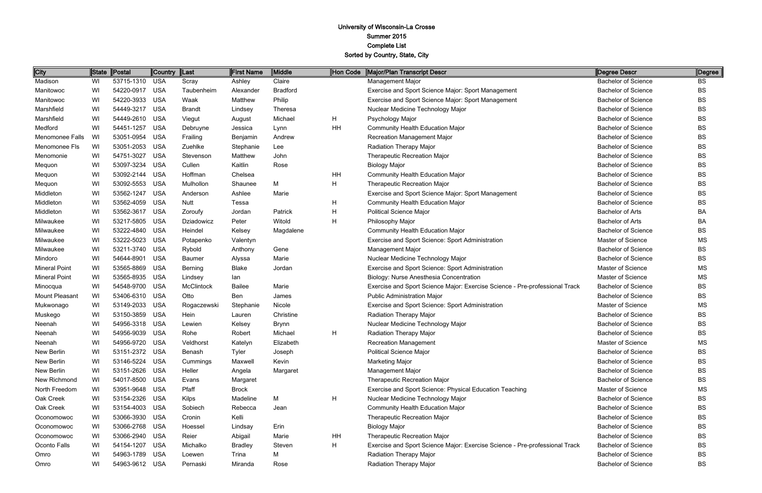# University of Wisconsin-La Crosse
## Summer 2015
## Complete List
## Sorted by Country, State, City

| City | State | Postal | Country | Last | First Name | Middle | Hon Code | Major/Plan Transcript Descr | Degree Descr | Degree |
|---|---|---|---|---|---|---|---|---|---|---|
| Madison | WI | 53715-1310 | USA | Scray | Ashley | Claire | | Management Major | Bachelor of Science | BS |
| Manitowoc | WI | 54220-0917 | USA | Taubenheim | Alexander | Bradford | | Exercise and Sport Science Major: Sport Management | Bachelor of Science | BS |
| Manitowoc | WI | 54220-3933 | USA | Waak | Matthew | Philip | | Exercise and Sport Science Major: Sport Management | Bachelor of Science | BS |
| Marshfield | WI | 54449-3217 | USA | Brandt | Lindsey | Theresa | | Nuclear Medicine Technology Major | Bachelor of Science | BS |
| Marshfield | WI | 54449-2610 | USA | Viegut | August | Michael | H | Psychology Major | Bachelor of Science | BS |
| Medford | WI | 54451-1257 | USA | Debruyne | Jessica | Lynn | HH | Community Health Education Major | Bachelor of Science | BS |
| Menomonee Falls | WI | 53051-0954 | USA | Frailing | Benjamin | Andrew | | Recreation Management Major | Bachelor of Science | BS |
| Menomonee Fls | WI | 53051-2053 | USA | Zuehlke | Stephanie | Lee | | Radiation Therapy Major | Bachelor of Science | BS |
| Menomonie | WI | 54751-3027 | USA | Stevenson | Matthew | John | | Therapeutic Recreation Major | Bachelor of Science | BS |
| Mequon | WI | 53097-3234 | USA | Cullen | Kaitlin | Rose | | Biology Major | Bachelor of Science | BS |
| Mequon | WI | 53092-2144 | USA | Hoffman | Chelsea | | HH | Community Health Education Major | Bachelor of Science | BS |
| Mequon | WI | 53092-5553 | USA | Mulhollon | Shaunee | M | H | Therapeutic Recreation Major | Bachelor of Science | BS |
| Middleton | WI | 53562-1247 | USA | Anderson | Ashlee | Marie | | Exercise and Sport Science Major: Sport Management | Bachelor of Science | BS |
| Middleton | WI | 53562-4059 | USA | Nutt | Tessa | | H | Community Health Education Major | Bachelor of Science | BS |
| Middleton | WI | 53562-3617 | USA | Zoroufy | Jordan | Patrick | H | Political Science Major | Bachelor of Arts | BA |
| Milwaukee | WI | 53217-5805 | USA | Dziadowicz | Peter | Witold | H | Philosophy Major | Bachelor of Arts | BA |
| Milwaukee | WI | 53222-4840 | USA | Heindel | Kelsey | Magdalene | | Community Health Education Major | Bachelor of Science | BS |
| Milwaukee | WI | 53222-5023 | USA | Potapenko | Valentyn | | | Exercise and Sport Science: Sport Administration | Master of Science | MS |
| Milwaukee | WI | 53211-3740 | USA | Rybold | Anthony | Gene | | Management Major | Bachelor of Science | BS |
| Mindoro | WI | 54644-8901 | USA | Baumer | Alyssa | Marie | | Nuclear Medicine Technology Major | Bachelor of Science | BS |
| Mineral Point | WI | 53565-8869 | USA | Berning | Blake | Jordan | | Exercise and Sport Science: Sport Administration | Master of Science | MS |
| Mineral Point | WI | 53565-8935 | USA | Lindsey | Ian | | | Biology: Nurse Anesthesia Concentration | Master of Science | MS |
| Minocqua | WI | 54548-9700 | USA | McClintock | Bailee | Marie | | Exercise and Sport Science Major: Exercise Science - Pre-professional Track | Bachelor of Science | BS |
| Mount Pleasant | WI | 53406-6310 | USA | Otto | Ben | James | | Public Administration Major | Bachelor of Science | BS |
| Mukwonago | WI | 53149-2033 | USA | Rogaczewski | Stephanie | Nicole | | Exercise and Sport Science: Sport Administration | Master of Science | MS |
| Muskego | WI | 53150-3859 | USA | Hein | Lauren | Christine | | Radiation Therapy Major | Bachelor of Science | BS |
| Neenah | WI | 54956-3318 | USA | Lewien | Kelsey | Brynn | | Nuclear Medicine Technology Major | Bachelor of Science | BS |
| Neenah | WI | 54956-9039 | USA | Rohe | Robert | Michael | H | Radiation Therapy Major | Bachelor of Science | BS |
| Neenah | WI | 54956-9720 | USA | Veldhorst | Katelyn | Elizabeth | | Recreation Management | Master of Science | MS |
| New Berlin | WI | 53151-2372 | USA | Benash | Tyler | Joseph | | Political Science Major | Bachelor of Science | BS |
| New Berlin | WI | 53146-5224 | USA | Cummings | Maxwell | Kevin | | Marketing Major | Bachelor of Science | BS |
| New Berlin | WI | 53151-2626 | USA | Heller | Angela | Margaret | | Management Major | Bachelor of Science | BS |
| New Richmond | WI | 54017-8500 | USA | Evans | Margaret | | | Therapeutic Recreation Major | Bachelor of Science | BS |
| North Freedom | WI | 53951-9648 | USA | Pfaff | Brock | | | Exercise and Sport Science: Physical Education Teaching | Master of Science | MS |
| Oak Creek | WI | 53154-2326 | USA | Kilps | Madeline | M | H | Nuclear Medicine Technology Major | Bachelor of Science | BS |
| Oak Creek | WI | 53154-4003 | USA | Sobiech | Rebecca | Jean | | Community Health Education Major | Bachelor of Science | BS |
| Oconomowoc | WI | 53066-3930 | USA | Cronin | Kelli | | | Therapeutic Recreation Major | Bachelor of Science | BS |
| Oconomowoc | WI | 53066-2768 | USA | Hoessel | Lindsay | Erin | | Biology Major | Bachelor of Science | BS |
| Oconomowoc | WI | 53066-2940 | USA | Reier | Abigail | Marie | HH | Therapeutic Recreation Major | Bachelor of Science | BS |
| Oconto Falls | WI | 54154-1207 | USA | Michalko | Bradley | Steven | H | Exercise and Sport Science Major: Exercise Science - Pre-professional Track | Bachelor of Science | BS |
| Omro | WI | 54963-1789 | USA | Loewen | Trina | M | | Radiation Therapy Major | Bachelor of Science | BS |
| Omro | WI | 54963-9612 | USA | Pernaski | Miranda | Rose | | Radiation Therapy Major | Bachelor of Science | BS |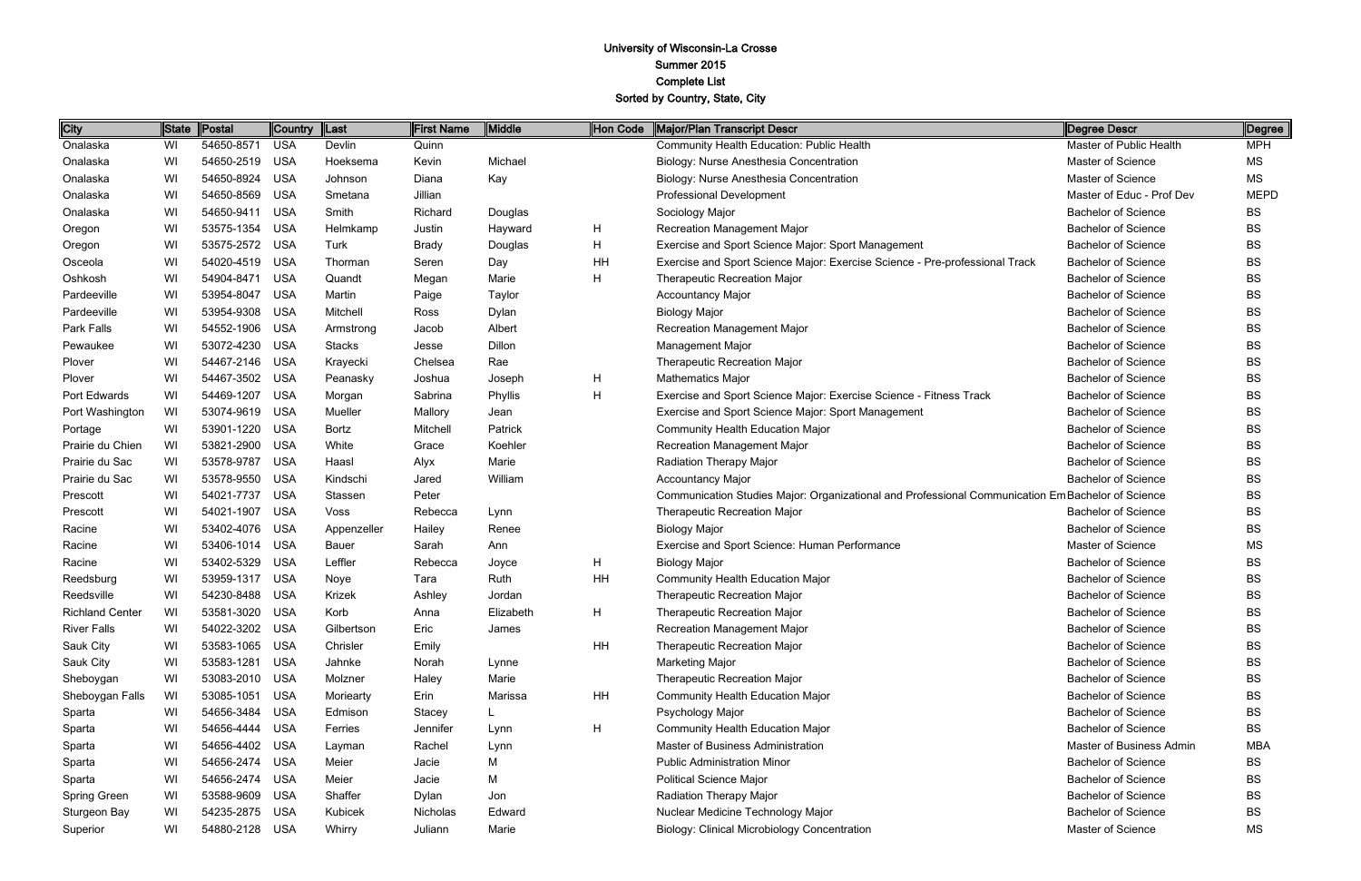# University of Wisconsin-La Crosse
## Summer 2015
## Complete List
## Sorted by Country, State, City

| City | State | Postal | Country | Last | First Name | Middle | Hon Code | Major/Plan Transcript Descr | Degree Descr | Degree |
|---|---|---|---|---|---|---|---|---|---|---|
| Onalaska | WI | 54650-8571 | USA | Devlin | Quinn | | | Community Health Education: Public Health | Master of Public Health | MPH |
| Onalaska | WI | 54650-2519 | USA | Hoeksema | Kevin | Michael | | Biology: Nurse Anesthesia Concentration | Master of Science | MS |
| Onalaska | WI | 54650-8924 | USA | Johnson | Diana | Kay | | Biology: Nurse Anesthesia Concentration | Master of Science | MS |
| Onalaska | WI | 54650-8569 | USA | Smetana | Jillian | | | Professional Development | Master of Educ - Prof Dev | MEPD |
| Onalaska | WI | 54650-9411 | USA | Smith | Richard | Douglas | | Sociology Major | Bachelor of Science | BS |
| Oregon | WI | 53575-1354 | USA | Helmkamp | Justin | Hayward | H | Recreation Management Major | Bachelor of Science | BS |
| Oregon | WI | 53575-2572 | USA | Turk | Brady | Douglas | H | Exercise and Sport Science Major: Sport Management | Bachelor of Science | BS |
| Osceola | WI | 54020-4519 | USA | Thorman | Seren | Day | HH | Exercise and Sport Science Major: Exercise Science - Pre-professional Track | Bachelor of Science | BS |
| Oshkosh | WI | 54904-8471 | USA | Quandt | Megan | Marie | H | Therapeutic Recreation Major | Bachelor of Science | BS |
| Pardeeville | WI | 53954-8047 | USA | Martin | Paige | Taylor | | Accountancy Major | Bachelor of Science | BS |
| Pardeeville | WI | 53954-9308 | USA | Mitchell | Ross | Dylan | | Biology Major | Bachelor of Science | BS |
| Park Falls | WI | 54552-1906 | USA | Armstrong | Jacob | Albert | | Recreation Management Major | Bachelor of Science | BS |
| Pewaukee | WI | 53072-4230 | USA | Stacks | Jesse | Dillon | | Management Major | Bachelor of Science | BS |
| Plover | WI | 54467-2146 | USA | Krayecki | Chelsea | Rae | | Therapeutic Recreation Major | Bachelor of Science | BS |
| Plover | WI | 54467-3502 | USA | Peanasky | Joshua | Joseph | H | Mathematics Major | Bachelor of Science | BS |
| Port Edwards | WI | 54469-1207 | USA | Morgan | Sabrina | Phyllis | H | Exercise and Sport Science Major: Exercise Science - Fitness Track | Bachelor of Science | BS |
| Port Washington | WI | 53074-9619 | USA | Mueller | Mallory | Jean | | Exercise and Sport Science Major: Sport Management | Bachelor of Science | BS |
| Portage | WI | 53901-1220 | USA | Bortz | Mitchell | Patrick | | Community Health Education Major | Bachelor of Science | BS |
| Prairie du Chien | WI | 53821-2900 | USA | White | Grace | Koehler | | Recreation Management Major | Bachelor of Science | BS |
| Prairie du Sac | WI | 53578-9787 | USA | Haasl | Alyx | Marie | | Radiation Therapy Major | Bachelor of Science | BS |
| Prairie du Sac | WI | 53578-9550 | USA | Kindschi | Jared | William | | Accountancy Major | Bachelor of Science | BS |
| Prescott | WI | 54021-7737 | USA | Stassen | Peter | | | Communication Studies Major: Organizational and Professional Communication Em | Bachelor of Science | BS |
| Prescott | WI | 54021-1907 | USA | Voss | Rebecca | Lynn | | Therapeutic Recreation Major | Bachelor of Science | BS |
| Racine | WI | 53402-4076 | USA | Appenzeller | Hailey | Renee | | Biology Major | Bachelor of Science | BS |
| Racine | WI | 53406-1014 | USA | Bauer | Sarah | Ann | | Exercise and Sport Science: Human Performance | Master of Science | MS |
| Racine | WI | 53402-5329 | USA | Leffler | Rebecca | Joyce | H | Biology Major | Bachelor of Science | BS |
| Reedsburg | WI | 53959-1317 | USA | Noye | Tara | Ruth | HH | Community Health Education Major | Bachelor of Science | BS |
| Reedsville | WI | 54230-8488 | USA | Krizek | Ashley | Jordan | | Therapeutic Recreation Major | Bachelor of Science | BS |
| Richland Center | WI | 53581-3020 | USA | Korb | Anna | Elizabeth | H | Therapeutic Recreation Major | Bachelor of Science | BS |
| River Falls | WI | 54022-3202 | USA | Gilbertson | Eric | James | | Recreation Management Major | Bachelor of Science | BS |
| Sauk City | WI | 53583-1065 | USA | Chrisler | Emily | | HH | Therapeutic Recreation Major | Bachelor of Science | BS |
| Sauk City | WI | 53583-1281 | USA | Jahnke | Norah | Lynne | | Marketing Major | Bachelor of Science | BS |
| Sheboygan | WI | 53083-2010 | USA | Molzner | Haley | Marie | | Therapeutic Recreation Major | Bachelor of Science | BS |
| Sheboygan Falls | WI | 53085-1051 | USA | Moriearty | Erin | Marissa | HH | Community Health Education Major | Bachelor of Science | BS |
| Sparta | WI | 54656-3484 | USA | Edmison | Stacey | L | | Psychology Major | Bachelor of Science | BS |
| Sparta | WI | 54656-4444 | USA | Ferries | Jennifer | Lynn | H | Community Health Education Major | Bachelor of Science | BS |
| Sparta | WI | 54656-4402 | USA | Layman | Rachel | Lynn | | Master of Business Administration | Master of Business Admin | MBA |
| Sparta | WI | 54656-2474 | USA | Meier | Jacie | M | | Public Administration Minor | Bachelor of Science | BS |
| Sparta | WI | 54656-2474 | USA | Meier | Jacie | M | | Political Science Major | Bachelor of Science | BS |
| Spring Green | WI | 53588-9609 | USA | Shaffer | Dylan | Jon | | Radiation Therapy Major | Bachelor of Science | BS |
| Sturgeon Bay | WI | 54235-2875 | USA | Kubicek | Nicholas | Edward | | Nuclear Medicine Technology Major | Bachelor of Science | BS |
| Superior | WI | 54880-2128 | USA | Whirry | Juliann | Marie | | Biology: Clinical Microbiology Concentration | Master of Science | MS |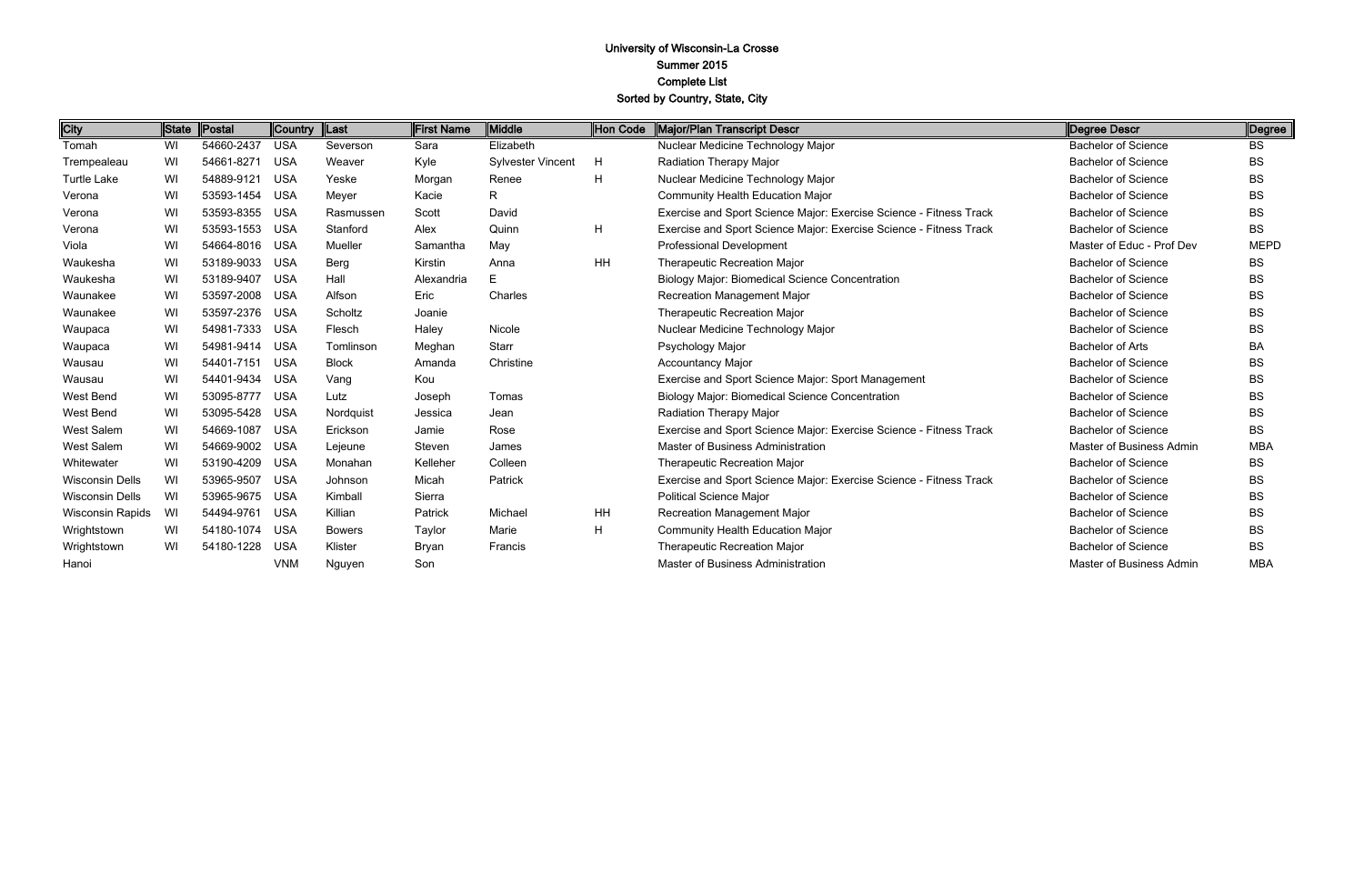University of Wisconsin-La Crosse
Summer 2015
Complete List
Sorted by Country, State, City

| City | State | Postal | Country | Last | First Name | Middle | Hon Code | Major/Plan Transcript Descr | Degree Descr | Degree |
|---|---|---|---|---|---|---|---|---|---|---|
| Tomah | WI | 54660-2437 | USA | Severson | Sara | Elizabeth | | Nuclear Medicine Technology Major | Bachelor of Science | BS |
| Trempealeau | WI | 54661-8271 | USA | Weaver | Kyle | Sylvester Vincent | H | Radiation Therapy Major | Bachelor of Science | BS |
| Turtle Lake | WI | 54889-9121 | USA | Yeske | Morgan | Renee | H | Nuclear Medicine Technology Major | Bachelor of Science | BS |
| Verona | WI | 53593-1454 | USA | Meyer | Kacie | R | | Community Health Education Major | Bachelor of Science | BS |
| Verona | WI | 53593-8355 | USA | Rasmussen | Scott | David | | Exercise and Sport Science Major: Exercise Science - Fitness Track | Bachelor of Science | BS |
| Verona | WI | 53593-1553 | USA | Stanford | Alex | Quinn | H | Exercise and Sport Science Major: Exercise Science - Fitness Track | Bachelor of Science | BS |
| Viola | WI | 54664-8016 | USA | Mueller | Samantha | May | | Professional Development | Master of Educ - Prof Dev | MEPD |
| Waukesha | WI | 53189-9033 | USA | Berg | Kirstin | Anna | HH | Therapeutic Recreation Major | Bachelor of Science | BS |
| Waukesha | WI | 53189-9407 | USA | Hall | Alexandria | E | | Biology Major: Biomedical Science Concentration | Bachelor of Science | BS |
| Waunakee | WI | 53597-2008 | USA | Alfson | Eric | Charles | | Recreation Management Major | Bachelor of Science | BS |
| Waunakee | WI | 53597-2376 | USA | Scholtz | Joanie | | | Therapeutic Recreation Major | Bachelor of Science | BS |
| Waupaca | WI | 54981-7333 | USA | Flesch | Haley | Nicole | | Nuclear Medicine Technology Major | Bachelor of Science | BS |
| Waupaca | WI | 54981-9414 | USA | Tomlinson | Meghan | Starr | | Psychology Major | Bachelor of Arts | BA |
| Wausau | WI | 54401-7151 | USA | Block | Amanda | Christine | | Accountancy Major | Bachelor of Science | BS |
| Wausau | WI | 54401-9434 | USA | Vang | Kou | | | Exercise and Sport Science Major: Sport Management | Bachelor of Science | BS |
| West Bend | WI | 53095-8777 | USA | Lutz | Joseph | Tomas | | Biology Major: Biomedical Science Concentration | Bachelor of Science | BS |
| West Bend | WI | 53095-5428 | USA | Nordquist | Jessica | Jean | | Radiation Therapy Major | Bachelor of Science | BS |
| West Salem | WI | 54669-1087 | USA | Erickson | Jamie | Rose | | Exercise and Sport Science Major: Exercise Science - Fitness Track | Bachelor of Science | BS |
| West Salem | WI | 54669-9002 | USA | Lejeune | Steven | James | | Master of Business Administration | Master of Business Admin | MBA |
| Whitewater | WI | 53190-4209 | USA | Monahan | Kelleher | Colleen | | Therapeutic Recreation Major | Bachelor of Science | BS |
| Wisconsin Dells | WI | 53965-9507 | USA | Johnson | Micah | Patrick | | Exercise and Sport Science Major: Exercise Science - Fitness Track | Bachelor of Science | BS |
| Wisconsin Dells | WI | 53965-9675 | USA | Kimball | Sierra | | | Political Science Major | Bachelor of Science | BS |
| Wisconsin Rapids | WI | 54494-9761 | USA | Killian | Patrick | Michael | HH | Recreation Management Major | Bachelor of Science | BS |
| Wrightstown | WI | 54180-1074 | USA | Bowers | Taylor | Marie | H | Community Health Education Major | Bachelor of Science | BS |
| Wrightstown | WI | 54180-1228 | USA | Klister | Bryan | Francis | | Therapeutic Recreation Major | Bachelor of Science | BS |
| Hanoi | | | VNM | Nguyen | Son | | | Master of Business Administration | Master of Business Admin | MBA |